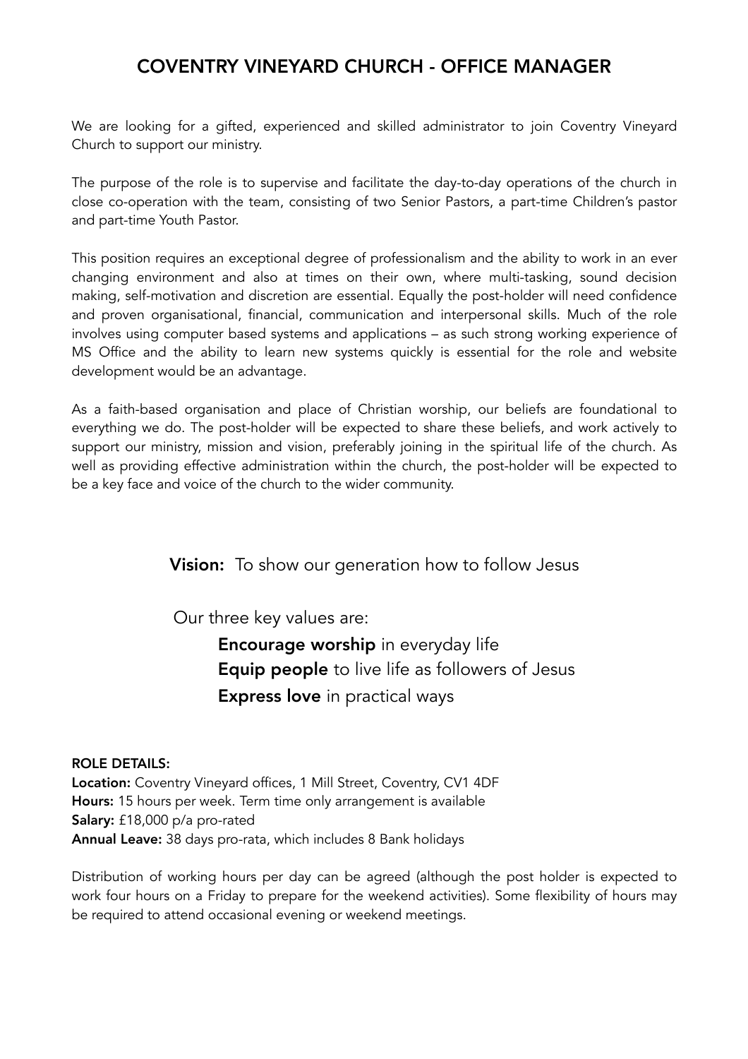# COVENTRY VINEYARD CHURCH - OFFICE MANAGER

We are looking for a gifted, experienced and skilled administrator to join Coventry Vineyard Church to support our ministry.

The purpose of the role is to supervise and facilitate the day-to-day operations of the church in close co-operation with the team, consisting of two Senior Pastors, a part-time Children's pastor and part-time Youth Pastor.

This position requires an exceptional degree of professionalism and the ability to work in an ever changing environment and also at times on their own, where multi-tasking, sound decision making, self-motivation and discretion are essential. Equally the post-holder will need confidence and proven organisational, financial, communication and interpersonal skills. Much of the role involves using computer based systems and applications – as such strong working experience of MS Office and the ability to learn new systems quickly is essential for the role and website development would be an advantage.

As a faith-based organisation and place of Christian worship, our beliefs are foundational to everything we do. The post-holder will be expected to share these beliefs, and work actively to support our ministry, mission and vision, preferably joining in the spiritual life of the church. As well as providing effective administration within the church, the post-holder will be expected to be a key face and voice of the church to the wider community.

**Vision:** To show our generation how to follow Jesus

Our three key values are:

**Encourage worship** in everyday life
**Equip people** to live life as followers of Jesus
**Express love** in practical ways

**ROLE DETAILS:**

**Location:** Coventry Vineyard offices, 1 Mill Street, Coventry, CV1 4DF
**Hours:** 15 hours per week. Term time only arrangement is available
**Salary:** £18,000 p/a pro-rated
**Annual Leave:** 38 days pro-rata, which includes 8 Bank holidays

Distribution of working hours per day can be agreed (although the post holder is expected to work four hours on a Friday to prepare for the weekend activities). Some flexibility of hours may be required to attend occasional evening or weekend meetings.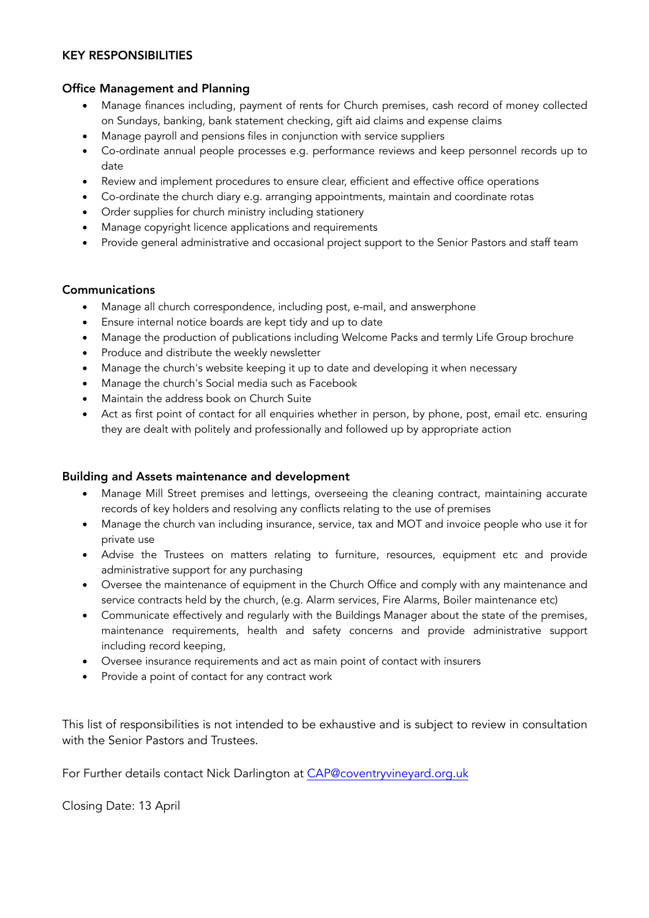## KEY RESPONSIBILITIES

### Office Management and Planning

- Manage finances including, payment of rents for Church premises, cash record of money collected on Sundays, banking, bank statement checking, gift aid claims and expense claims
- Manage payroll and pensions files in conjunction with service suppliers
- Co-ordinate annual people processes e.g. performance reviews and keep personnel records up to date
- Review and implement procedures to ensure clear, efficient and effective office operations
- Co-ordinate the church diary e.g. arranging appointments, maintain and coordinate rotas
- Order supplies for church ministry including stationery
- Manage copyright licence applications and requirements
- Provide general administrative and occasional project support to the Senior Pastors and staff team

### Communications

- Manage all church correspondence, including post, e-mail, and answerphone
- Ensure internal notice boards are kept tidy and up to date
- Manage the production of publications including Welcome Packs and termly Life Group brochure
- Produce and distribute the weekly newsletter
- Manage the church's website keeping it up to date and developing it when necessary
- Manage the church's Social media such as Facebook
- Maintain the address book on Church Suite
- Act as first point of contact for all enquiries whether in person, by phone, post, email etc. ensuring they are dealt with politely and professionally and followed up by appropriate action

### Building and Assets maintenance and development

- Manage Mill Street premises and lettings, overseeing the cleaning contract, maintaining accurate records of key holders and resolving any conflicts relating to the use of premises
- Manage the church van including insurance, service, tax and MOT and invoice people who use it for private use
- Advise the Trustees on matters relating to furniture, resources, equipment etc and provide administrative support for any purchasing
- Oversee the maintenance of equipment in the Church Office and comply with any maintenance and service contracts held by the church, (e.g. Alarm services, Fire Alarms, Boiler maintenance etc)
- Communicate effectively and regularly with the Buildings Manager about the state of the premises, maintenance requirements, health and safety concerns and provide administrative support including record keeping,
- Oversee insurance requirements and act as main point of contact with insurers
- Provide a point of contact for any contract work

This list of responsibilities is not intended to be exhaustive and is subject to review in consultation with the Senior Pastors and Trustees.

For Further details contact Nick Darlington at CAP@coventryvineyard.org.uk

Closing Date: 13 April